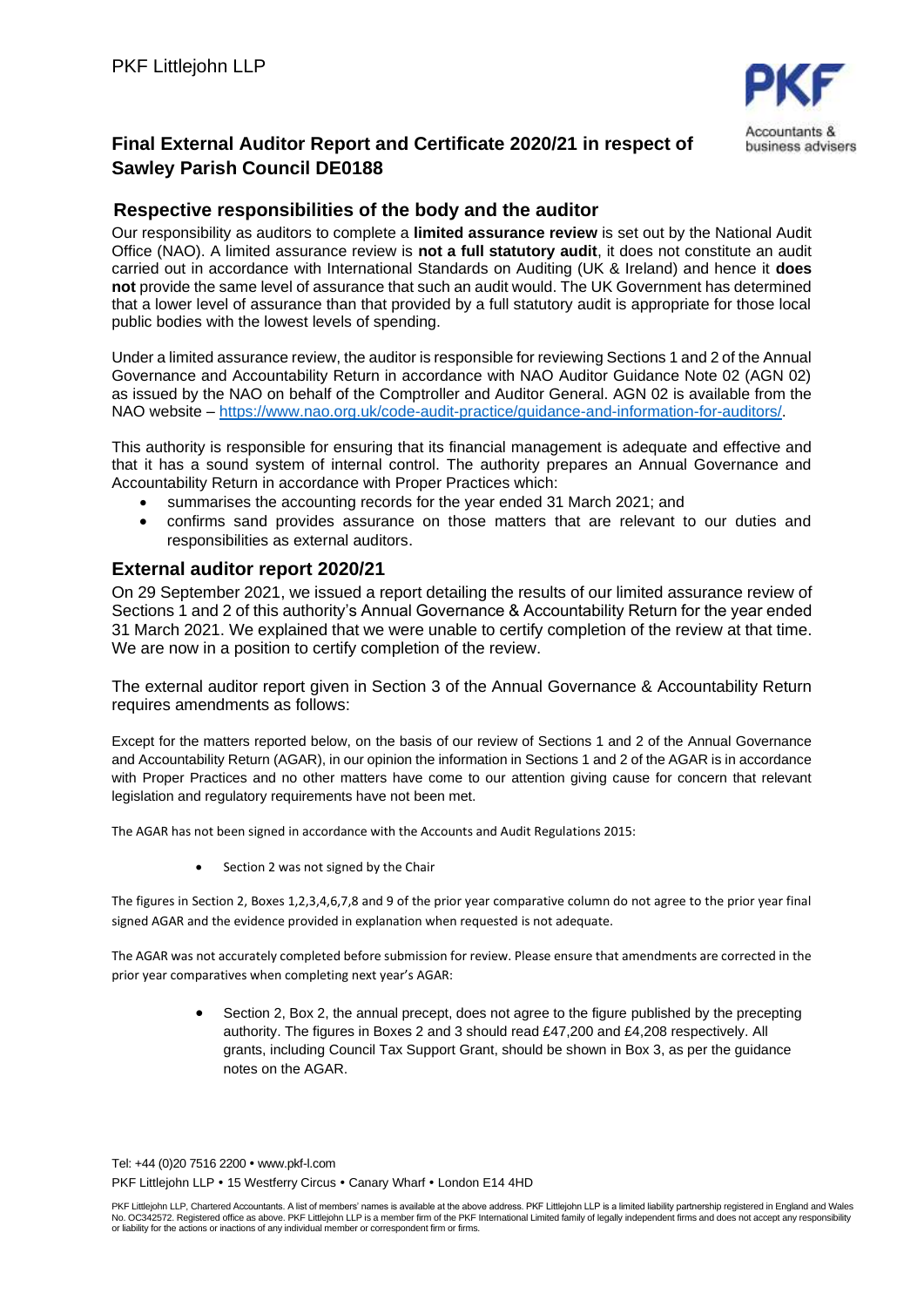PKF Littlejohn LLP

PKF
Accountants & business advisers

# Final External Auditor Report and Certificate 2020/21 in respect of Sawley Parish Council DE0188

## Respective responsibilities of the body and the auditor

Our responsibility as auditors to complete a **limited assurance review** is set out by the National Audit Office (NAO). A limited assurance review is **not a full statutory audit**, it does not constitute an audit carried out in accordance with International Standards on Auditing (UK & Ireland) and hence it **does not** provide the same level of assurance that such an audit would. The UK Government has determined that a lower level of assurance than that provided by a full statutory audit is appropriate for those local public bodies with the lowest levels of spending.

Under a limited assurance review, the auditor is responsible for reviewing Sections 1 and 2 of the Annual Governance and Accountability Return in accordance with NAO Auditor Guidance Note 02 (AGN 02) as issued by the NAO on behalf of the Comptroller and Auditor General. AGN 02 is available from the NAO website – https://www.nao.org.uk/code-audit-practice/guidance-and-information-for-auditors/.

This authority is responsible for ensuring that its financial management is adequate and effective and that it has a sound system of internal control. The authority prepares an Annual Governance and Accountability Return in accordance with Proper Practices which:

- summarises the accounting records for the year ended 31 March 2021; and
- confirms sand provides assurance on those matters that are relevant to our duties and responsibilities as external auditors.

## External auditor report 2020/21

On 29 September 2021, we issued a report detailing the results of our limited assurance review of Sections 1 and 2 of this authority's Annual Governance & Accountability Return for the year ended 31 March 2021. We explained that we were unable to certify completion of the review at that time. We are now in a position to certify completion of the review.

The external auditor report given in Section 3 of the Annual Governance & Accountability Return requires amendments as follows:

Except for the matters reported below, on the basis of our review of Sections 1 and 2 of the Annual Governance and Accountability Return (AGAR), in our opinion the information in Sections 1 and 2 of the AGAR is in accordance with Proper Practices and no other matters have come to our attention giving cause for concern that relevant legislation and regulatory requirements have not been met.

The AGAR has not been signed in accordance with the Accounts and Audit Regulations 2015:

- Section 2 was not signed by the Chair

The figures in Section 2, Boxes 1,2,3,4,6,7,8 and 9 of the prior year comparative column do not agree to the prior year final signed AGAR and the evidence provided in explanation when requested is not adequate.

The AGAR was not accurately completed before submission for review. Please ensure that amendments are corrected in the prior year comparatives when completing next year's AGAR:

- Section 2, Box 2, the annual precept, does not agree to the figure published by the precepting authority. The figures in Boxes 2 and 3 should read £47,200 and £4,208 respectively. All grants, including Council Tax Support Grant, should be shown in Box 3, as per the guidance notes on the AGAR.

Tel: +44 (0)20 7516 2200 • www.pkf-l.com
PKF Littlejohn LLP • 15 Westferry Circus • Canary Wharf • London E14 4HD

PKF Littlejohn LLP, Chartered Accountants. A list of members' names is available at the above address. PKF Littlejohn LLP is a limited liability partnership registered in England and Wales No. OC342572. Registered office as above. PKF Littlejohn LLP is a member firm of the PKF International Limited family of legally independent firms and does not accept any responsibility or liability for the actions or inactions of any individual member or correspondent firm or firms.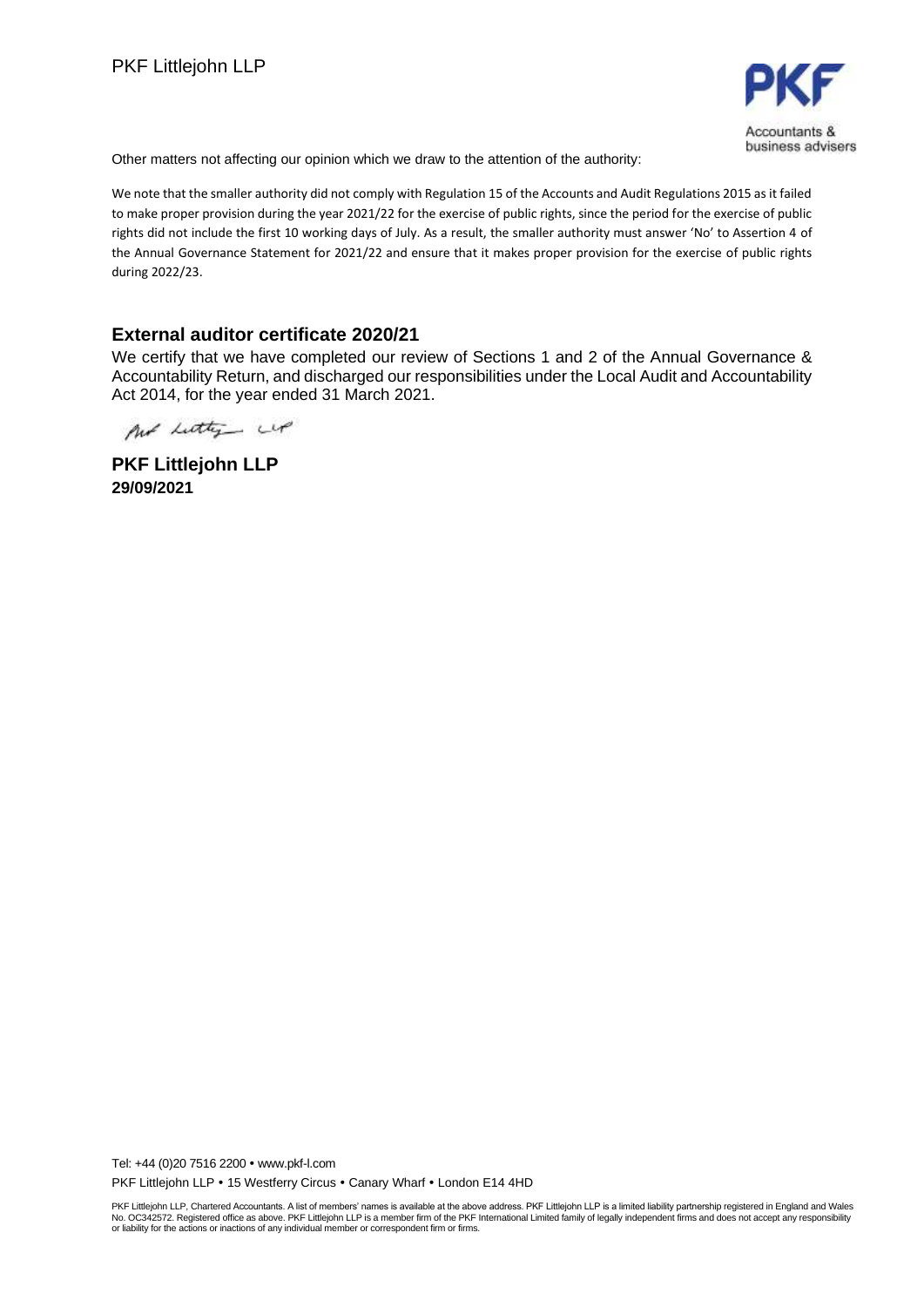Other matters not affecting our opinion which we draw to the attention of the authority:

We note that the smaller authority did not comply with Regulation 15 of the Accounts and Audit Regulations 2015 as it failed to make proper provision during the year 2021/22 for the exercise of public rights, since the period for the exercise of public rights did not include the first 10 working days of July. As a result, the smaller authority must answer 'No' to Assertion 4 of the Annual Governance Statement for 2021/22 and ensure that it makes proper provision for the exercise of public rights during 2022/23.

## External auditor certificate 2020/21

We certify that we have completed our review of Sections 1 and 2 of the Annual Governance & Accountability Return, and discharged our responsibilities under the Local Audit and Accountability Act 2014, for the year ended 31 March 2021.

**PKF Littlejohn LLP**
**29/09/2021**

Tel: +44 (0)20 7516 2200 • www.pkf-l.com
PKF Littlejohn LLP • 15 Westferry Circus • Canary Wharf • London E14 4HD

PKF Littlejohn LLP, Chartered Accountants. A list of members' names is available at the above address. PKF Littlejohn LLP is a limited liability partnership registered in England and Wales No. OC342572. Registered office as above. PKF Littlejohn LLP is a member firm of the PKF International Limited family of legally independent firms and does not accept any responsibility or liability for the actions or inactions of any individual member or correspondent firm or firms.